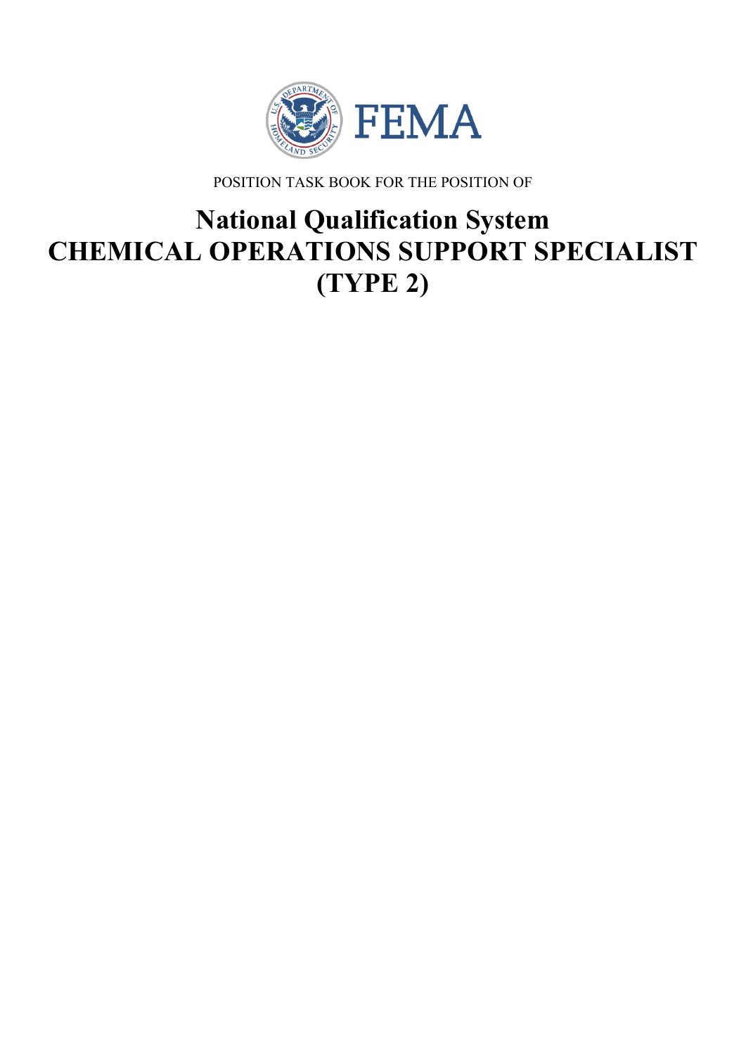FEMA

POSITION TASK BOOK FOR THE POSITION OF

# National Qualification System
# CHEMICAL OPERATIONS SUPPORT SPECIALIST (TYPE 2)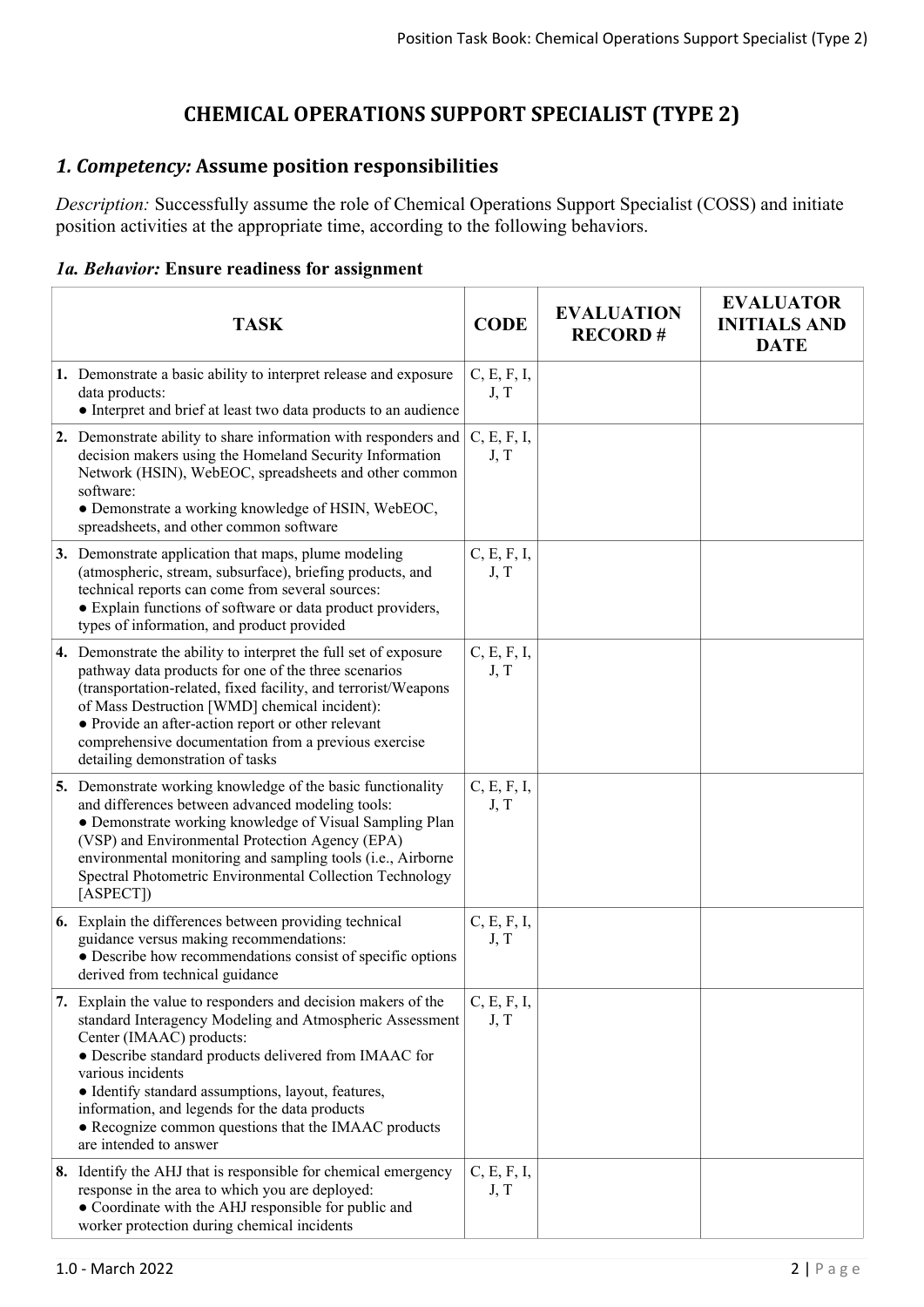# CHEMICAL OPERATIONS SUPPORT SPECIALIST (TYPE 2)

## *1. Competency:* Assume position responsibilities

*Description:* Successfully assume the role of Chemical Operations Support Specialist (COSS) and initiate position activities at the appropriate time, according to the following behaviors.

### *1a. Behavior:* Ensure readiness for assignment

| TASK | CODE | EVALUATION RECORD # | EVALUATOR INITIALS AND DATE |
|---|---|---|---|
| **1.** Demonstrate a basic ability to interpret release and exposure data products:<br>● Interpret and brief at least two data products to an audience | C, E, F, I, J, T | | |
| **2.** Demonstrate ability to share information with responders and decision makers using the Homeland Security Information Network (HSIN), WebEOC, spreadsheets and other common software:<br>● Demonstrate a working knowledge of HSIN, WebEOC, spreadsheets, and other common software | C, E, F, I, J, T | | |
| **3.** Demonstrate application that maps, plume modeling (atmospheric, stream, subsurface), briefing products, and technical reports can come from several sources:<br>● Explain functions of software or data product providers, types of information, and product provided | C, E, F, I, J, T | | |
| **4.** Demonstrate the ability to interpret the full set of exposure pathway data products for one of the three scenarios (transportation-related, fixed facility, and terrorist/Weapons of Mass Destruction [WMD] chemical incident):<br>● Provide an after-action report or other relevant comprehensive documentation from a previous exercise detailing demonstration of tasks | C, E, F, I, J, T | | |
| **5.** Demonstrate working knowledge of the basic functionality and differences between advanced modeling tools:<br>● Demonstrate working knowledge of Visual Sampling Plan (VSP) and Environmental Protection Agency (EPA) environmental monitoring and sampling tools (i.e., Airborne Spectral Photometric Environmental Collection Technology [ASPECT]) | C, E, F, I, J, T | | |
| **6.** Explain the differences between providing technical guidance versus making recommendations:<br>● Describe how recommendations consist of specific options derived from technical guidance | C, E, F, I, J, T | | |
| **7.** Explain the value to responders and decision makers of the standard Interagency Modeling and Atmospheric Assessment Center (IMAAC) products:<br>● Describe standard products delivered from IMAAC for various incidents<br>● Identify standard assumptions, layout, features, information, and legends for the data products<br>● Recognize common questions that the IMAAC products are intended to answer | C, E, F, I, J, T | | |
| **8.** Identify the AHJ that is responsible for chemical emergency response in the area to which you are deployed:<br>● Coordinate with the AHJ responsible for public and worker protection during chemical incidents | C, E, F, I, J, T | | |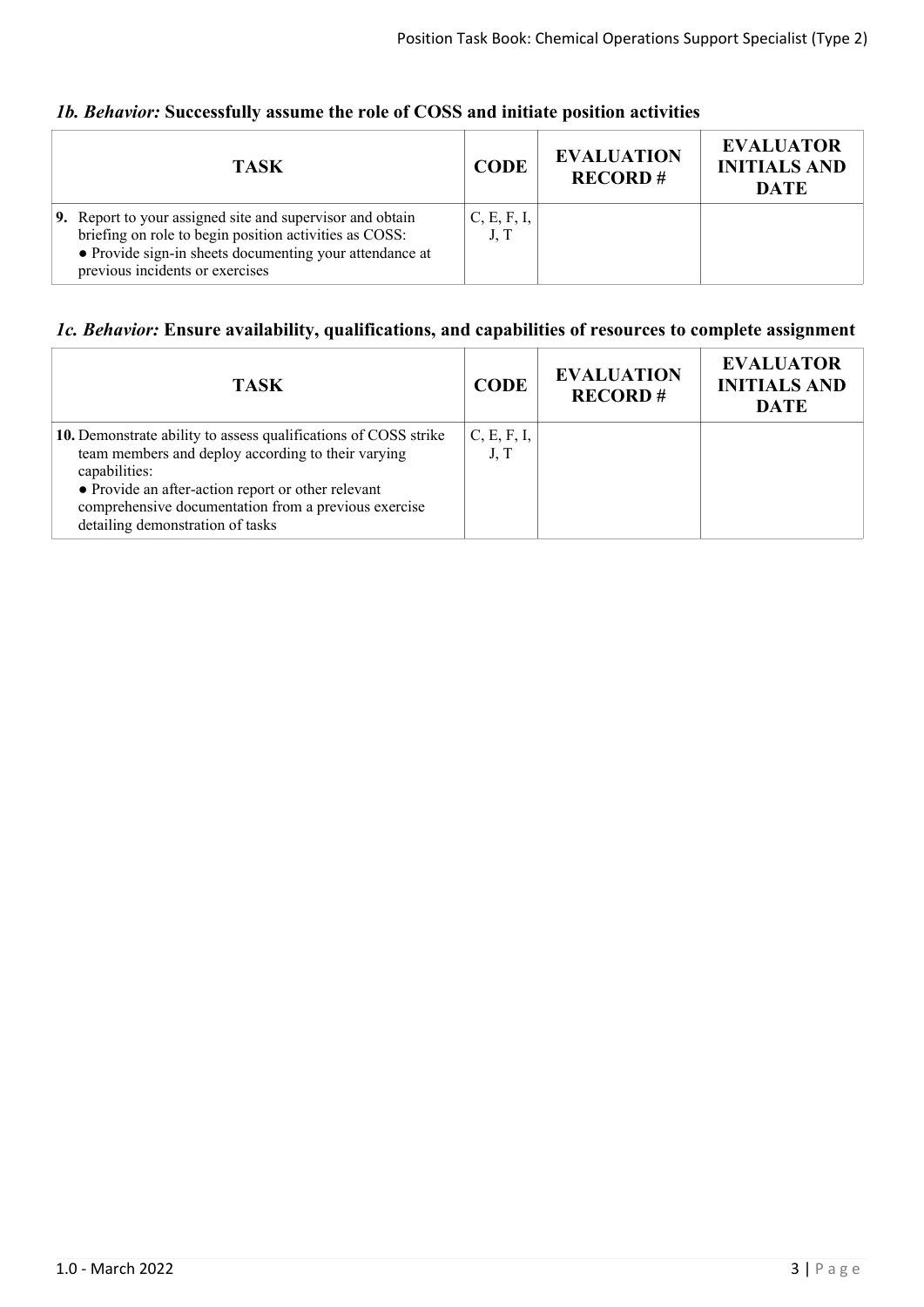### *1b. Behavior:* **Successfully assume the role of COSS and initiate position activities**

| TASK | CODE | EVALUATION RECORD # | EVALUATOR INITIALS AND DATE |
|---|---|---|---|
| **9.** Report to your assigned site and supervisor and obtain briefing on role to begin position activities as COSS:<br>● Provide sign-in sheets documenting your attendance at previous incidents or exercises | C, E, F, I, J, T | | |

### *1c. Behavior:* **Ensure availability, qualifications, and capabilities of resources to complete assignment**

| TASK | CODE | EVALUATION RECORD # | EVALUATOR INITIALS AND DATE |
|---|---|---|---|
| **10.** Demonstrate ability to assess qualifications of COSS strike team members and deploy according to their varying capabilities:<br>● Provide an after-action report or other relevant comprehensive documentation from a previous exercise detailing demonstration of tasks | C, E, F, I, J, T | | |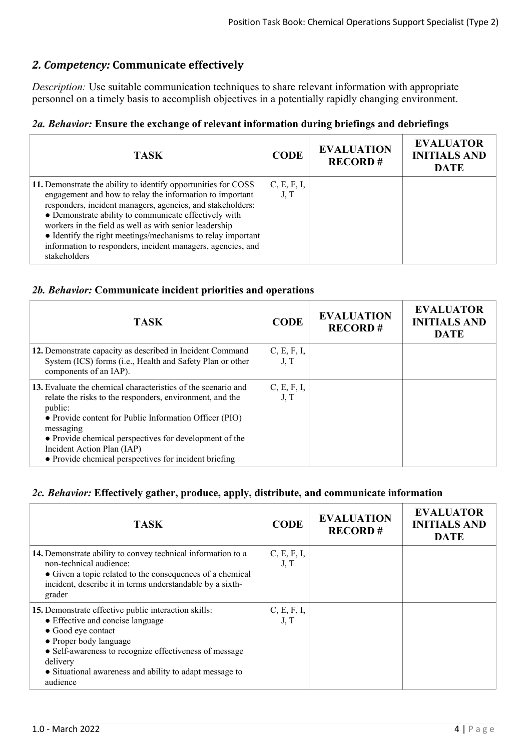## *2. Competency:* Communicate effectively

*Description:* Use suitable communication techniques to share relevant information with appropriate personnel on a timely basis to accomplish objectives in a potentially rapidly changing environment.

### *2a. Behavior:* Ensure the exchange of relevant information during briefings and debriefings

| TASK | CODE | EVALUATION RECORD # | EVALUATOR INITIALS AND DATE |
|---|---|---|---|
| **11.** Demonstrate the ability to identify opportunities for COSS engagement and how to relay the information to important responders, incident managers, agencies, and stakeholders:<br>● Demonstrate ability to communicate effectively with workers in the field as well as with senior leadership<br>● Identify the right meetings/mechanisms to relay important information to responders, incident managers, agencies, and stakeholders | C, E, F, I, J, T | | |

### *2b. Behavior:* Communicate incident priorities and operations

| TASK | CODE | EVALUATION RECORD # | EVALUATOR INITIALS AND DATE |
|---|---|---|---|
| **12.** Demonstrate capacity as described in Incident Command System (ICS) forms (i.e., Health and Safety Plan or other components of an IAP). | C, E, F, I, J, T | | |
| **13.** Evaluate the chemical characteristics of the scenario and relate the risks to the responders, environment, and the public:<br>● Provide content for Public Information Officer (PIO) messaging<br>● Provide chemical perspectives for development of the Incident Action Plan (IAP)<br>● Provide chemical perspectives for incident briefing | C, E, F, I, J, T | | |

### *2c. Behavior:* Effectively gather, produce, apply, distribute, and communicate information

| TASK | CODE | EVALUATION RECORD # | EVALUATOR INITIALS AND DATE |
|---|---|---|---|
| **14.** Demonstrate ability to convey technical information to a non-technical audience:<br>● Given a topic related to the consequences of a chemical incident, describe it in terms understandable by a sixth-grader | C, E, F, I, J, T | | |
| **15.** Demonstrate effective public interaction skills:<br>● Effective and concise language<br>● Good eye contact<br>● Proper body language<br>● Self-awareness to recognize effectiveness of message delivery<br>● Situational awareness and ability to adapt message to audience | C, E, F, I, J, T | | |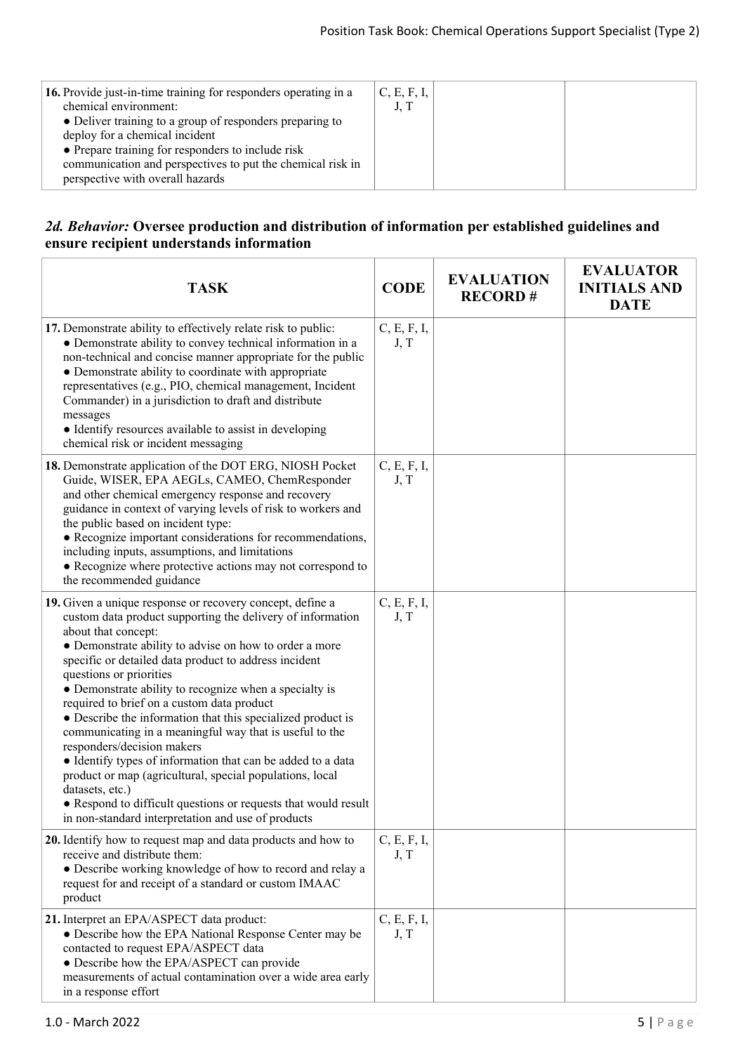| TASK | CODE | EVALUATION RECORD # | EVALUATOR INITIALS AND DATE |
|---|---|---|---|
| **16.** Provide just-in-time training for responders operating in a chemical environment:<br>● Deliver training to a group of responders preparing to deploy for a chemical incident<br>● Prepare training for responders to include risk communication and perspectives to put the chemical risk in perspective with overall hazards | C, E, F, I, J, T | | |

## *2d. Behavior:* Oversee production and distribution of information per established guidelines and ensure recipient understands information

| TASK | CODE | EVALUATION RECORD # | EVALUATOR INITIALS AND DATE |
|---|---|---|---|
| **17.** Demonstrate ability to effectively relate risk to public:<br>● Demonstrate ability to convey technical information in a non-technical and concise manner appropriate for the public<br>● Demonstrate ability to coordinate with appropriate representatives (e.g., PIO, chemical management, Incident Commander) in a jurisdiction to draft and distribute messages<br>● Identify resources available to assist in developing chemical risk or incident messaging | C, E, F, I, J, T | | |
| **18.** Demonstrate application of the DOT ERG, NIOSH Pocket Guide, WISER, EPA AEGLs, CAMEO, ChemResponder and other chemical emergency response and recovery guidance in context of varying levels of risk to workers and the public based on incident type:<br>● Recognize important considerations for recommendations, including inputs, assumptions, and limitations<br>● Recognize where protective actions may not correspond to the recommended guidance | C, E, F, I, J, T | | |
| **19.** Given a unique response or recovery concept, define a custom data product supporting the delivery of information about that concept:<br>● Demonstrate ability to advise on how to order a more specific or detailed data product to address incident questions or priorities<br>● Demonstrate ability to recognize when a specialty is required to brief on a custom data product<br>● Describe the information that this specialized product is communicating in a meaningful way that is useful to the responders/decision makers<br>● Identify types of information that can be added to a data product or map (agricultural, special populations, local datasets, etc.)<br>● Respond to difficult questions or requests that would result in non-standard interpretation and use of products | C, E, F, I, J, T | | |
| **20.** Identify how to request map and data products and how to receive and distribute them:<br>● Describe working knowledge of how to record and relay a request for and receipt of a standard or custom IMAAC product | C, E, F, I, J, T | | |
| **21.** Interpret an EPA/ASPECT data product:<br>● Describe how the EPA National Response Center may be contacted to request EPA/ASPECT data<br>● Describe how the EPA/ASPECT can provide measurements of actual contamination over a wide area early in a response effort | C, E, F, I, J, T | | |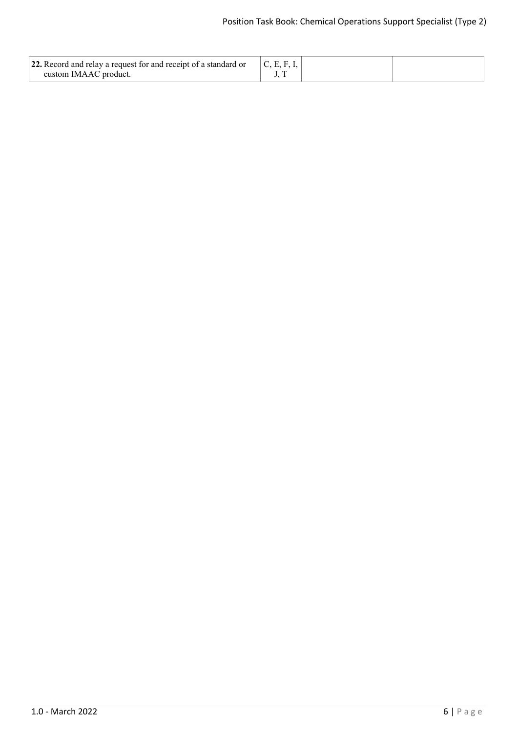| | | | |
|---|---|---|---|
| **22.** Record and relay a request for and receipt of a standard or custom IMAAC product. | C, E, F, I, J, T | | |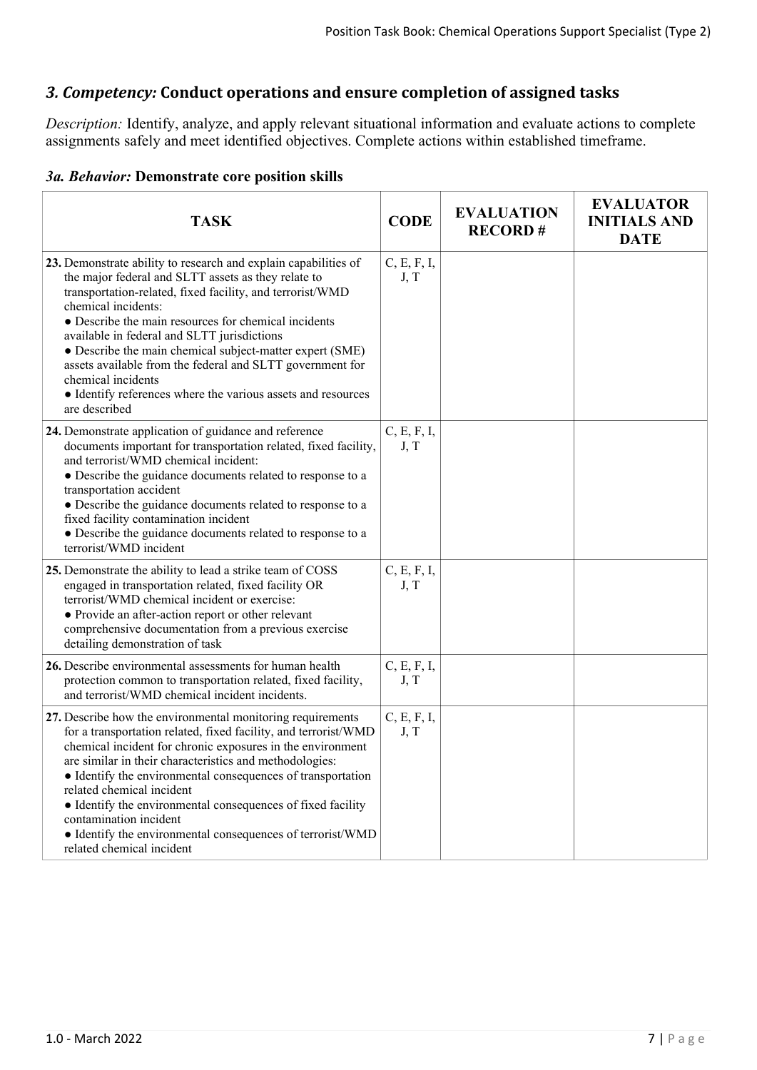## *3. Competency:* Conduct operations and ensure completion of assigned tasks

*Description:* Identify, analyze, and apply relevant situational information and evaluate actions to complete assignments safely and meet identified objectives. Complete actions within established timeframe.

### *3a. Behavior:* Demonstrate core position skills

| TASK | CODE | EVALUATION RECORD # | EVALUATOR INITIALS AND DATE |
|---|---|---|---|
| **23.** Demonstrate ability to research and explain capabilities of the major federal and SLTT assets as they relate to transportation-related, fixed facility, and terrorist/WMD chemical incidents:<br>● Describe the main resources for chemical incidents available in federal and SLTT jurisdictions<br>● Describe the main chemical subject-matter expert (SME) assets available from the federal and SLTT government for chemical incidents<br>● Identify references where the various assets and resources are described | C, E, F, I, J, T | | |
| **24.** Demonstrate application of guidance and reference documents important for transportation related, fixed facility, and terrorist/WMD chemical incident:<br>● Describe the guidance documents related to response to a transportation accident<br>● Describe the guidance documents related to response to a fixed facility contamination incident<br>● Describe the guidance documents related to response to a terrorist/WMD incident | C, E, F, I, J, T | | |
| **25.** Demonstrate the ability to lead a strike team of COSS engaged in transportation related, fixed facility OR terrorist/WMD chemical incident or exercise:<br>● Provide an after-action report or other relevant comprehensive documentation from a previous exercise detailing demonstration of task | C, E, F, I, J, T | | |
| **26.** Describe environmental assessments for human health protection common to transportation related, fixed facility, and terrorist/WMD chemical incident incidents. | C, E, F, I, J, T | | |
| **27.** Describe how the environmental monitoring requirements for a transportation related, fixed facility, and terrorist/WMD chemical incident for chronic exposures in the environment are similar in their characteristics and methodologies:<br>● Identify the environmental consequences of transportation related chemical incident<br>● Identify the environmental consequences of fixed facility contamination incident<br>● Identify the environmental consequences of terrorist/WMD related chemical incident | C, E, F, I, J, T | | |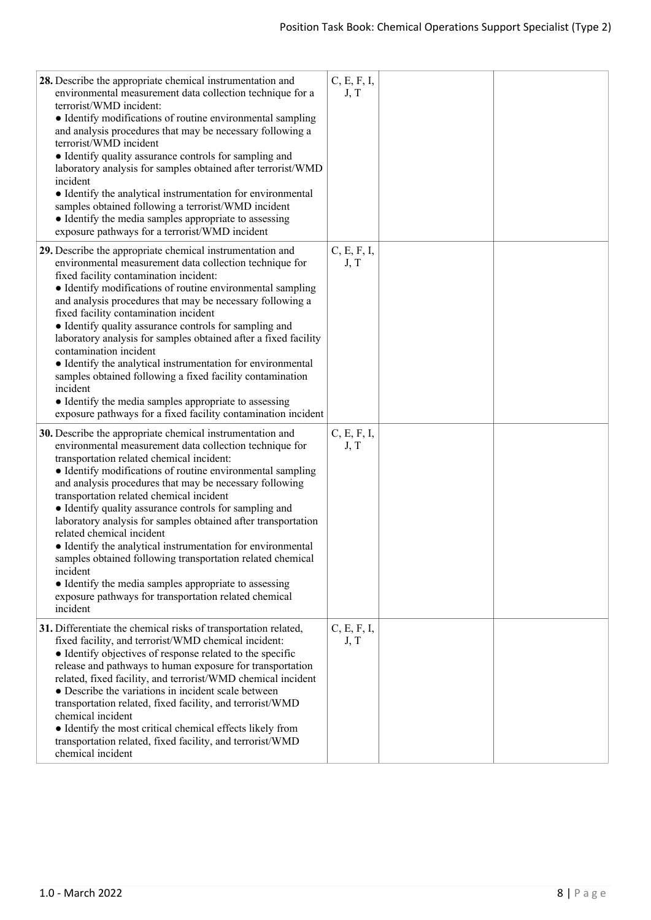| | | | |
|---|---|---|---|
| **28.** Describe the appropriate chemical instrumentation and environmental measurement data collection technique for a terrorist/WMD incident:<br>• Identify modifications of routine environmental sampling and analysis procedures that may be necessary following a terrorist/WMD incident<br>• Identify quality assurance controls for sampling and laboratory analysis for samples obtained after terrorist/WMD incident<br>• Identify the analytical instrumentation for environmental samples obtained following a terrorist/WMD incident<br>• Identify the media samples appropriate to assessing exposure pathways for a terrorist/WMD incident | C, E, F, I, J, T | | |
| **29.** Describe the appropriate chemical instrumentation and environmental measurement data collection technique for fixed facility contamination incident:<br>• Identify modifications of routine environmental sampling and analysis procedures that may be necessary following a fixed facility contamination incident<br>• Identify quality assurance controls for sampling and laboratory analysis for samples obtained after a fixed facility contamination incident<br>• Identify the analytical instrumentation for environmental samples obtained following a fixed facility contamination incident<br>• Identify the media samples appropriate to assessing exposure pathways for a fixed facility contamination incident | C, E, F, I, J, T | | |
| **30.** Describe the appropriate chemical instrumentation and environmental measurement data collection technique for transportation related chemical incident:<br>• Identify modifications of routine environmental sampling and analysis procedures that may be necessary following transportation related chemical incident<br>• Identify quality assurance controls for sampling and laboratory analysis for samples obtained after transportation related chemical incident<br>• Identify the analytical instrumentation for environmental samples obtained following transportation related chemical incident<br>• Identify the media samples appropriate to assessing exposure pathways for transportation related chemical incident | C, E, F, I, J, T | | |
| **31.** Differentiate the chemical risks of transportation related, fixed facility, and terrorist/WMD chemical incident:<br>• Identify objectives of response related to the specific release and pathways to human exposure for transportation related, fixed facility, and terrorist/WMD chemical incident<br>• Describe the variations in incident scale between transportation related, fixed facility, and terrorist/WMD chemical incident<br>• Identify the most critical chemical effects likely from transportation related, fixed facility, and terrorist/WMD chemical incident | C, E, F, I, J, T | | |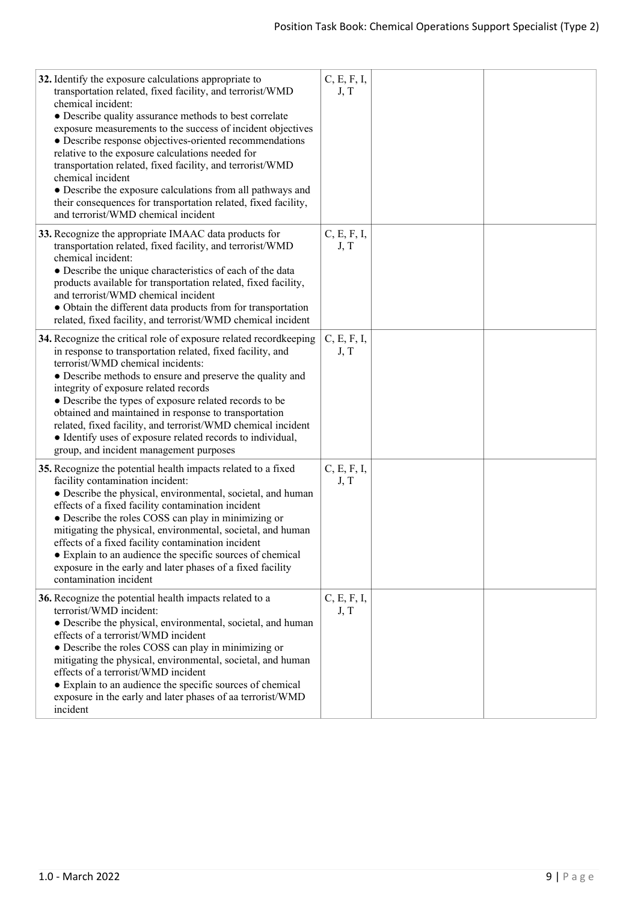| | | | |
|---|---|---|---|
| **32.** Identify the exposure calculations appropriate to transportation related, fixed facility, and terrorist/WMD chemical incident:<br>• Describe quality assurance methods to best correlate exposure measurements to the success of incident objectives<br>• Describe response objectives-oriented recommendations relative to the exposure calculations needed for transportation related, fixed facility, and terrorist/WMD chemical incident<br>• Describe the exposure calculations from all pathways and their consequences for transportation related, fixed facility, and terrorist/WMD chemical incident | C, E, F, I, J, T | | |
| **33.** Recognize the appropriate IMAAC data products for transportation related, fixed facility, and terrorist/WMD chemical incident:<br>• Describe the unique characteristics of each of the data products available for transportation related, fixed facility, and terrorist/WMD chemical incident<br>• Obtain the different data products from for transportation related, fixed facility, and terrorist/WMD chemical incident | C, E, F, I, J, T | | |
| **34.** Recognize the critical role of exposure related recordkeeping in response to transportation related, fixed facility, and terrorist/WMD chemical incidents:<br>• Describe methods to ensure and preserve the quality and integrity of exposure related records<br>• Describe the types of exposure related records to be obtained and maintained in response to transportation related, fixed facility, and terrorist/WMD chemical incident<br>• Identify uses of exposure related records to individual, group, and incident management purposes | C, E, F, I, J, T | | |
| **35.** Recognize the potential health impacts related to a fixed facility contamination incident:<br>• Describe the physical, environmental, societal, and human effects of a fixed facility contamination incident<br>• Describe the roles COSS can play in minimizing or mitigating the physical, environmental, societal, and human effects of a fixed facility contamination incident<br>• Explain to an audience the specific sources of chemical exposure in the early and later phases of a fixed facility contamination incident | C, E, F, I, J, T | | |
| **36.** Recognize the potential health impacts related to a terrorist/WMD incident:<br>• Describe the physical, environmental, societal, and human effects of a terrorist/WMD incident<br>• Describe the roles COSS can play in minimizing or mitigating the physical, environmental, societal, and human effects of a terrorist/WMD incident<br>• Explain to an audience the specific sources of chemical exposure in the early and later phases of aa terrorist/WMD incident | C, E, F, I, J, T | | |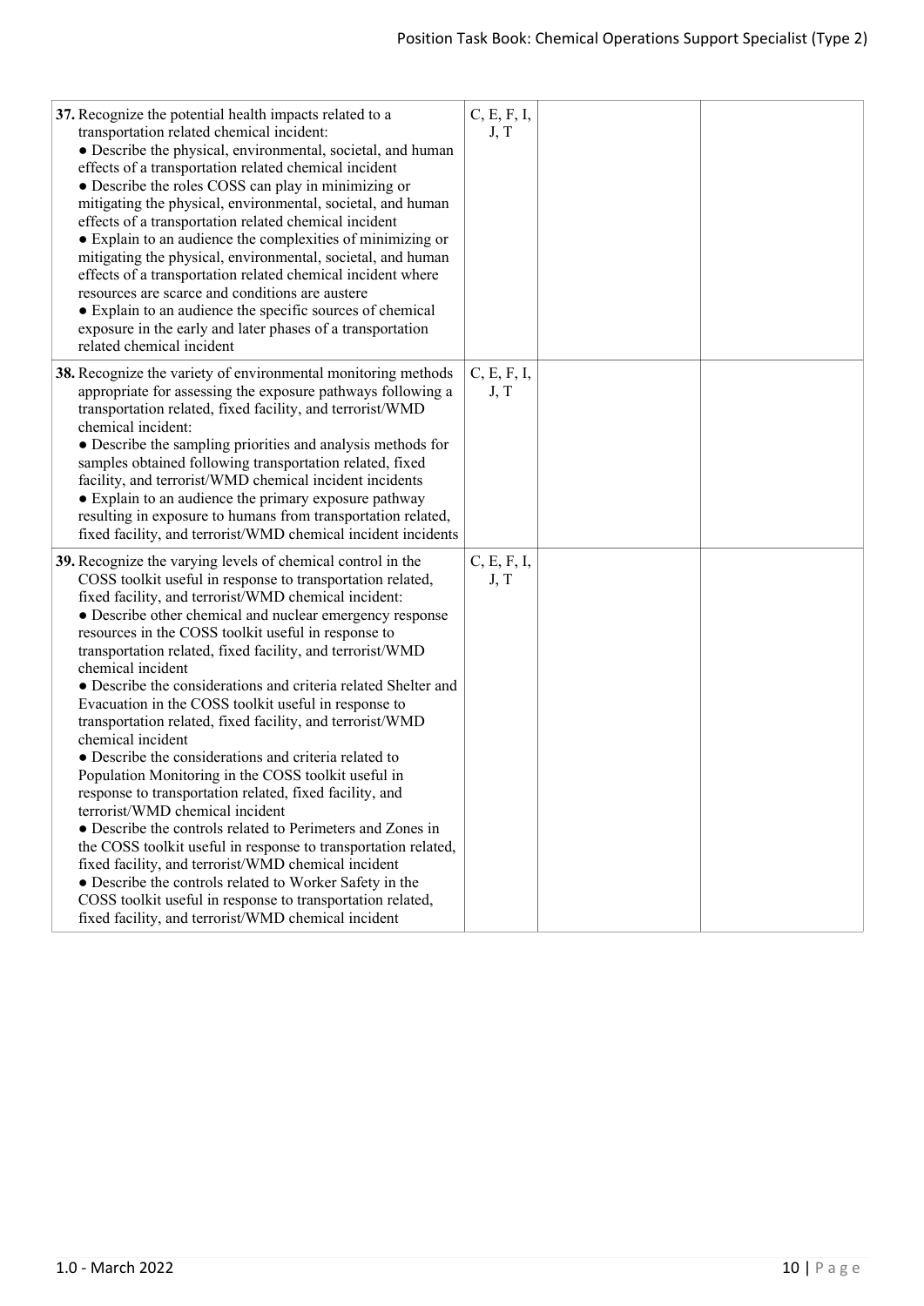| | | | |
|---|---|---|---|
| **37.** Recognize the potential health impacts related to a transportation related chemical incident:<br>● Describe the physical, environmental, societal, and human effects of a transportation related chemical incident<br>● Describe the roles COSS can play in minimizing or mitigating the physical, environmental, societal, and human effects of a transportation related chemical incident<br>● Explain to an audience the complexities of minimizing or mitigating the physical, environmental, societal, and human effects of a transportation related chemical incident where resources are scarce and conditions are austere<br>● Explain to an audience the specific sources of chemical exposure in the early and later phases of a transportation related chemical incident | C, E, F, I, J, T | | |
| **38.** Recognize the variety of environmental monitoring methods appropriate for assessing the exposure pathways following a transportation related, fixed facility, and terrorist/WMD chemical incident:<br>● Describe the sampling priorities and analysis methods for samples obtained following transportation related, fixed facility, and terrorist/WMD chemical incident incidents<br>● Explain to an audience the primary exposure pathway resulting in exposure to humans from transportation related, fixed facility, and terrorist/WMD chemical incident incidents | C, E, F, I, J, T | | |
| **39.** Recognize the varying levels of chemical control in the COSS toolkit useful in response to transportation related, fixed facility, and terrorist/WMD chemical incident:<br>● Describe other chemical and nuclear emergency response resources in the COSS toolkit useful in response to transportation related, fixed facility, and terrorist/WMD chemical incident<br>● Describe the considerations and criteria related Shelter and Evacuation in the COSS toolkit useful in response to transportation related, fixed facility, and terrorist/WMD chemical incident<br>● Describe the considerations and criteria related to Population Monitoring in the COSS toolkit useful in response to transportation related, fixed facility, and terrorist/WMD chemical incident<br>● Describe the controls related to Perimeters and Zones in the COSS toolkit useful in response to transportation related, fixed facility, and terrorist/WMD chemical incident<br>● Describe the controls related to Worker Safety in the COSS toolkit useful in response to transportation related, fixed facility, and terrorist/WMD chemical incident | C, E, F, I, J, T | | |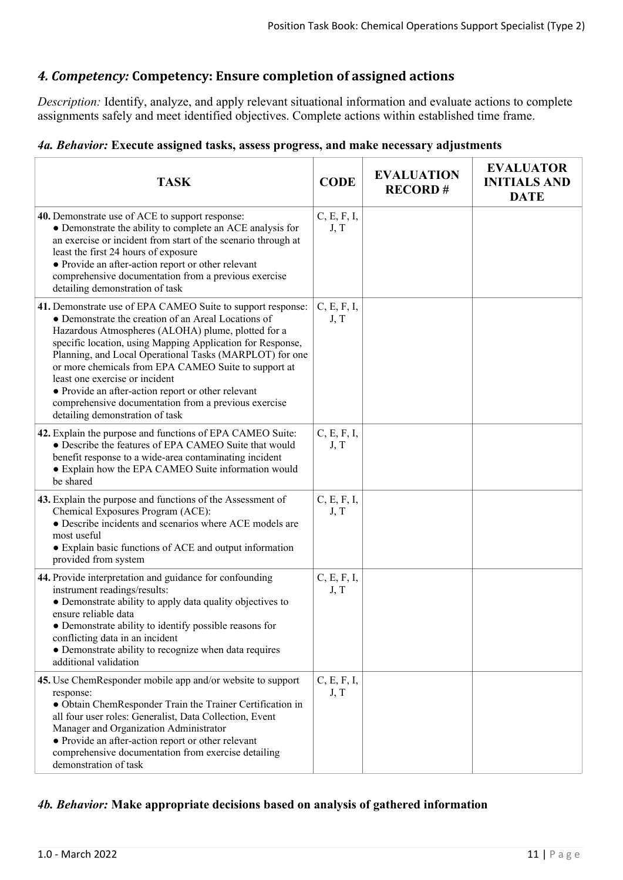## *4. Competency:* Competency: Ensure completion of assigned actions

*Description:* Identify, analyze, and apply relevant situational information and evaluate actions to complete assignments safely and meet identified objectives. Complete actions within established time frame.

### *4a. Behavior:* Execute assigned tasks, assess progress, and make necessary adjustments

| TASK | CODE | EVALUATION RECORD # | EVALUATOR INITIALS AND DATE |
|---|---|---|---|
| **40.** Demonstrate use of ACE to support response:<br>● Demonstrate the ability to complete an ACE analysis for an exercise or incident from start of the scenario through at least the first 24 hours of exposure<br>● Provide an after-action report or other relevant comprehensive documentation from a previous exercise detailing demonstration of task | C, E, F, I, J, T | | |
| **41.** Demonstrate use of EPA CAMEO Suite to support response:<br>● Demonstrate the creation of an Areal Locations of Hazardous Atmospheres (ALOHA) plume, plotted for a specific location, using Mapping Application for Response, Planning, and Local Operational Tasks (MARPLOT) for one or more chemicals from EPA CAMEO Suite to support at least one exercise or incident<br>● Provide an after-action report or other relevant comprehensive documentation from a previous exercise detailing demonstration of task | C, E, F, I, J, T | | |
| **42.** Explain the purpose and functions of EPA CAMEO Suite:<br>● Describe the features of EPA CAMEO Suite that would benefit response to a wide-area contaminating incident<br>● Explain how the EPA CAMEO Suite information would be shared | C, E, F, I, J, T | | |
| **43.** Explain the purpose and functions of the Assessment of Chemical Exposures Program (ACE):<br>● Describe incidents and scenarios where ACE models are most useful<br>● Explain basic functions of ACE and output information provided from system | C, E, F, I, J, T | | |
| **44.** Provide interpretation and guidance for confounding instrument readings/results:<br>● Demonstrate ability to apply data quality objectives to ensure reliable data<br>● Demonstrate ability to identify possible reasons for conflicting data in an incident<br>● Demonstrate ability to recognize when data requires additional validation | C, E, F, I, J, T | | |
| **45.** Use ChemResponder mobile app and/or website to support response:<br>● Obtain ChemResponder Train the Trainer Certification in all four user roles: Generalist, Data Collection, Event Manager and Organization Administrator<br>● Provide an after-action report or other relevant comprehensive documentation from exercise detailing demonstration of task | C, E, F, I, J, T | | |

### *4b. Behavior:* Make appropriate decisions based on analysis of gathered information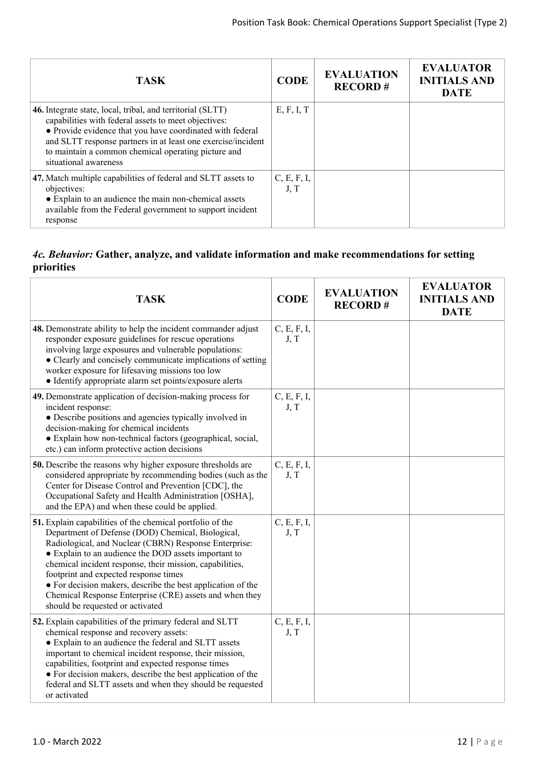| TASK | CODE | EVALUATION RECORD # | EVALUATOR INITIALS AND DATE |
|---|---|---|---|
| **46.** Integrate state, local, tribal, and territorial (SLTT) capabilities with federal assets to meet objectives:<br>● Provide evidence that you have coordinated with federal and SLTT response partners in at least one exercise/incident to maintain a common chemical operating picture and situational awareness | E, F, I, T | | |
| **47.** Match multiple capabilities of federal and SLTT assets to objectives:<br>● Explain to an audience the main non-chemical assets available from the Federal government to support incident response | C, E, F, I, J, T | | |

### *4c. Behavior:* Gather, analyze, and validate information and make recommendations for setting priorities

| TASK | CODE | EVALUATION RECORD # | EVALUATOR INITIALS AND DATE |
|---|---|---|---|
| **48.** Demonstrate ability to help the incident commander adjust responder exposure guidelines for rescue operations involving large exposures and vulnerable populations:<br>● Clearly and concisely communicate implications of setting worker exposure for lifesaving missions too low<br>● Identify appropriate alarm set points/exposure alerts | C, E, F, I, J, T | | |
| **49.** Demonstrate application of decision-making process for incident response:<br>● Describe positions and agencies typically involved in decision-making for chemical incidents<br>● Explain how non-technical factors (geographical, social, etc.) can inform protective action decisions | C, E, F, I, J, T | | |
| **50.** Describe the reasons why higher exposure thresholds are considered appropriate by recommending bodies (such as the Center for Disease Control and Prevention [CDC], the Occupational Safety and Health Administration [OSHA], and the EPA) and when these could be applied. | C, E, F, I, J, T | | |
| **51.** Explain capabilities of the chemical portfolio of the Department of Defense (DOD) Chemical, Biological, Radiological, and Nuclear (CBRN) Response Enterprise:<br>● Explain to an audience the DOD assets important to chemical incident response, their mission, capabilities, footprint and expected response times<br>● For decision makers, describe the best application of the Chemical Response Enterprise (CRE) assets and when they should be requested or activated | C, E, F, I, J, T | | |
| **52.** Explain capabilities of the primary federal and SLTT chemical response and recovery assets:<br>● Explain to an audience the federal and SLTT assets important to chemical incident response, their mission, capabilities, footprint and expected response times<br>● For decision makers, describe the best application of the federal and SLTT assets and when they should be requested or activated | C, E, F, I, J, T | | |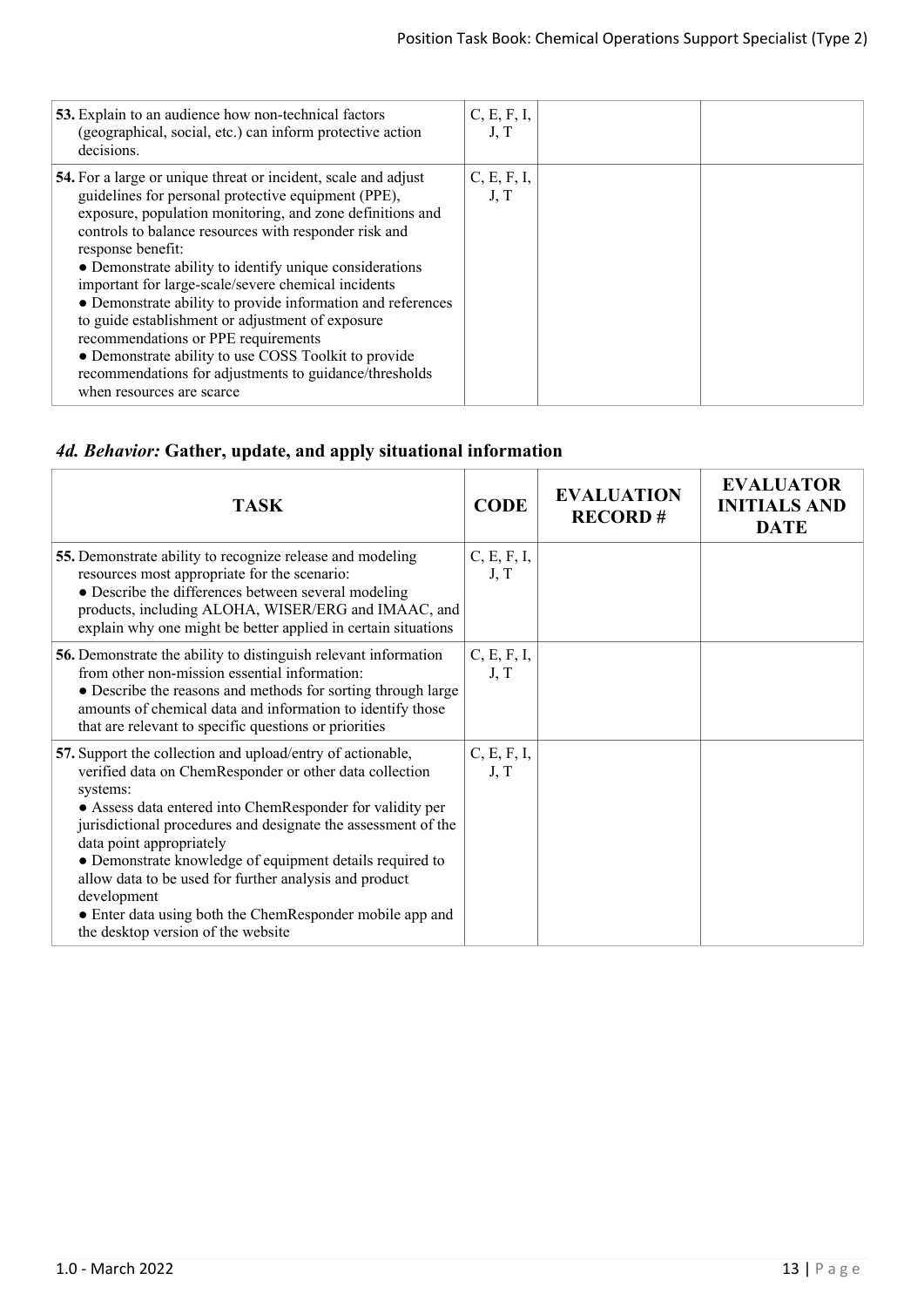| | | | |
|---|---|---|---|
| **53.** Explain to an audience how non-technical factors (geographical, social, etc.) can inform protective action decisions. | C, E, F, I, J, T | | |
| **54.** For a large or unique threat or incident, scale and adjust guidelines for personal protective equipment (PPE), exposure, population monitoring, and zone definitions and controls to balance resources with responder risk and response benefit:<br>● Demonstrate ability to identify unique considerations important for large-scale/severe chemical incidents<br>● Demonstrate ability to provide information and references to guide establishment or adjustment of exposure recommendations or PPE requirements<br>● Demonstrate ability to use COSS Toolkit to provide recommendations for adjustments to guidance/thresholds when resources are scarce | C, E, F, I, J, T | | |

## *4d. Behavior:* Gather, update, and apply situational information

| TASK | CODE | EVALUATION RECORD # | EVALUATOR INITIALS AND DATE |
|---|---|---|---|
| **55.** Demonstrate ability to recognize release and modeling resources most appropriate for the scenario:<br>● Describe the differences between several modeling products, including ALOHA, WISER/ERG and IMAAC, and explain why one might be better applied in certain situations | C, E, F, I, J, T | | |
| **56.** Demonstrate the ability to distinguish relevant information from other non-mission essential information:<br>● Describe the reasons and methods for sorting through large amounts of chemical data and information to identify those that are relevant to specific questions or priorities | C, E, F, I, J, T | | |
| **57.** Support the collection and upload/entry of actionable, verified data on ChemResponder or other data collection systems:<br>● Assess data entered into ChemResponder for validity per jurisdictional procedures and designate the assessment of the data point appropriately<br>● Demonstrate knowledge of equipment details required to allow data to be used for further analysis and product development<br>● Enter data using both the ChemResponder mobile app and the desktop version of the website | C, E, F, I, J, T | | |